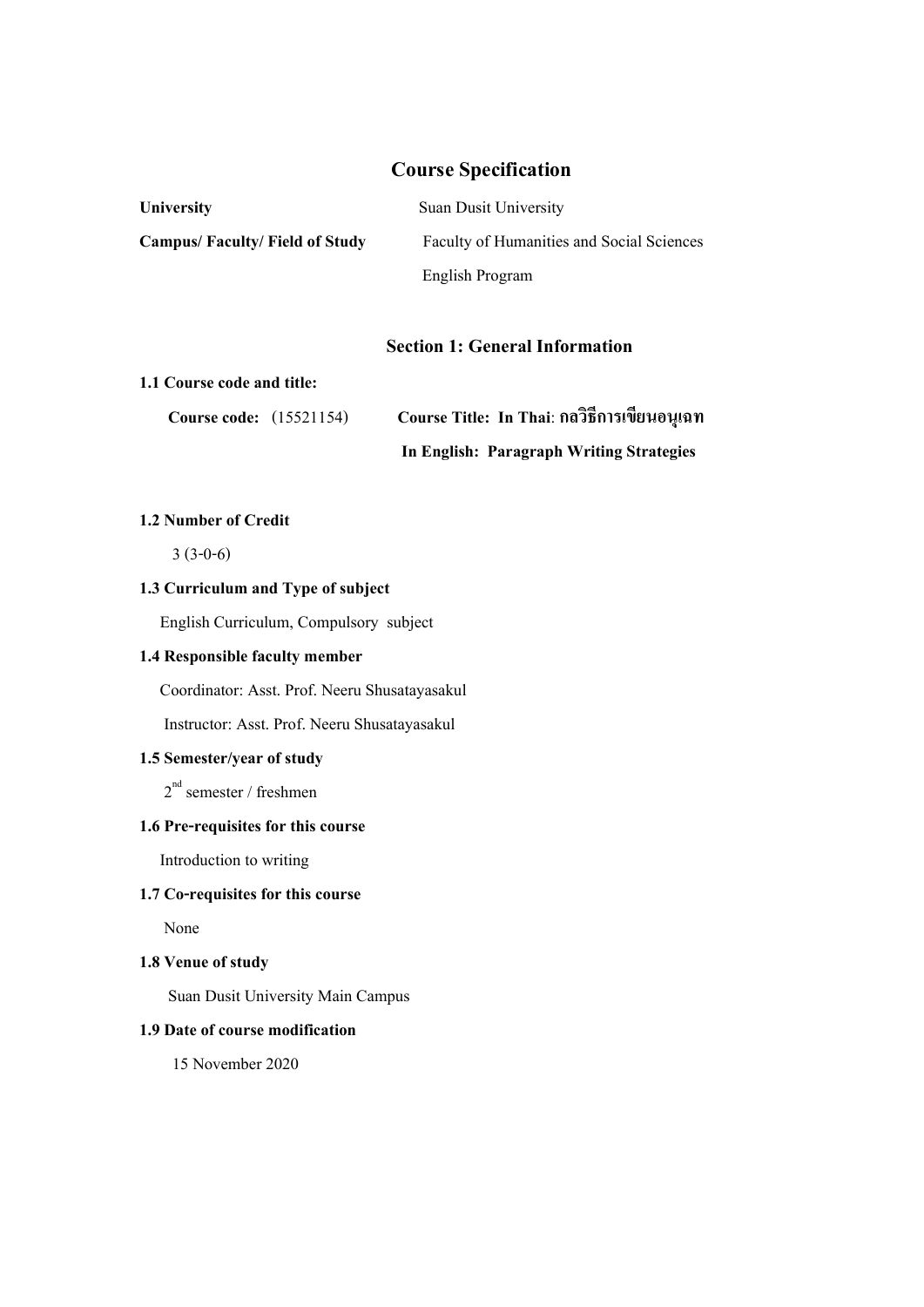# Course Specification

**University** Suan Dusit University

**Campus/ Faculty/ Field of Study** Faculty of Humanities and Social Sciences

English Program

## Section 1: General Information

**1.1 Course code and title:**

**Course code:** (15521154) **Course Title: In Thai**: **กลวิธีการเขียนอนุเฉท**

**In English: Paragraph Writing Strategies**

**1.2 Number of Credit**

3 (3-0-6)

**1.3 Curriculum and Type of subject**

English Curriculum, Compulsory subject

**1.4 Responsible faculty member**

Coordinator: Asst. Prof. Neeru Shusatayasakul

Instructor: Asst. Prof. Neeru Shusatayasakul

**1.5 Semester/year of study**

2nd semester / freshmen

**1.6 Pre-requisites for this course**

Introduction to writing

**1.7 Co-requisites for this course**

None

**1.8 Venue of study**

Suan Dusit University Main Campus

**1.9 Date of course modification**

15 November 2020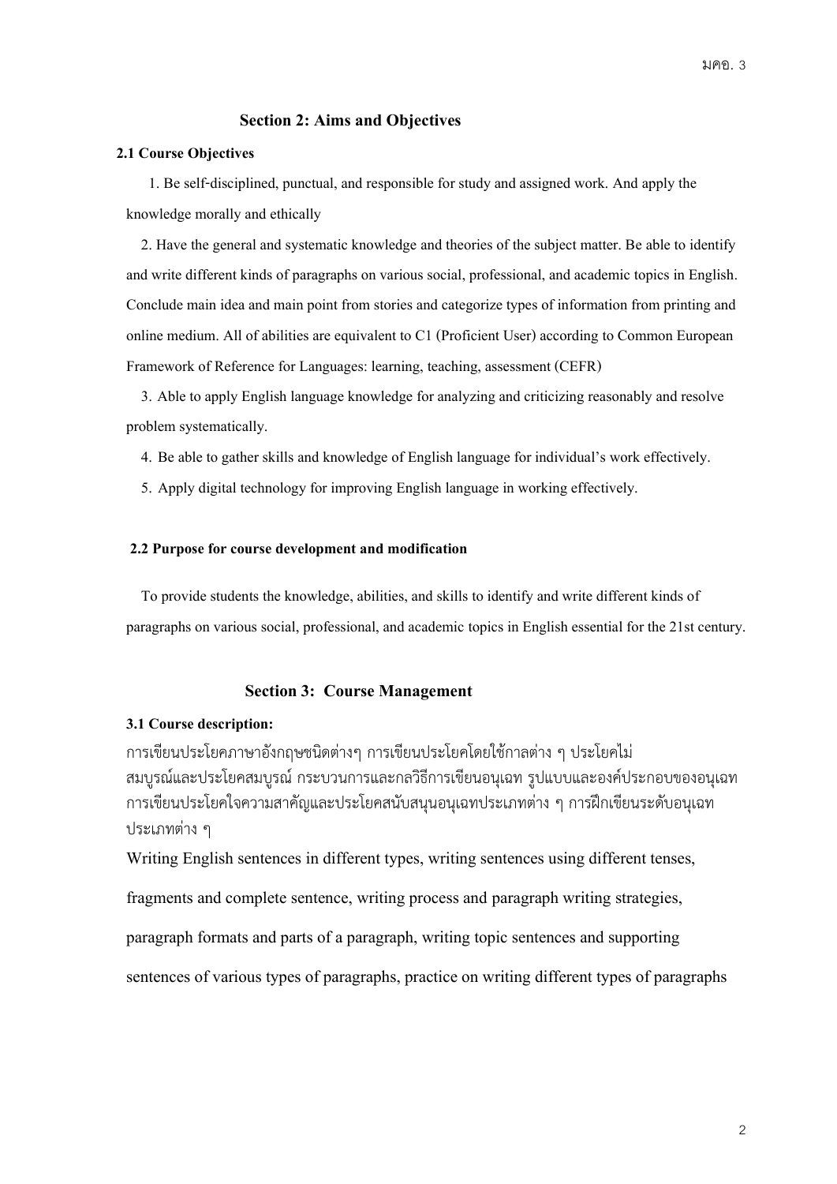## Section 2: Aims and Objectives

### 2.1 Course Objectives

1. Be self-disciplined, punctual, and responsible for study and assigned work. And apply the knowledge morally and ethically

2. Have the general and systematic knowledge and theories of the subject matter. Be able to identify and write different kinds of paragraphs on various social, professional, and academic topics in English. Conclude main idea and main point from stories and categorize types of information from printing and online medium. All of abilities are equivalent to C1 (Proficient User) according to Common European Framework of Reference for Languages: learning, teaching, assessment (CEFR)

3. Able to apply English language knowledge for analyzing and criticizing reasonably and resolve problem systematically.

4. Be able to gather skills and knowledge of English language for individual's work effectively.

5. Apply digital technology for improving English language in working effectively.

### 2.2 Purpose for course development and modification

To provide students the knowledge, abilities, and skills to identify and write different kinds of paragraphs on various social, professional, and academic topics in English essential for the 21st century.

## Section 3: Course Management

### 3.1 Course description:

การเขียนประโยคภาษาอังกฤษชนิดต่างๆ การเขียนประโยคโดยใช้กาลต่าง ๆ ประโยคไม่สมบูรณ์และประโยคสมบูรณ์ กระบวนการและกลวิธีการเขียนอนุเฉท รูปแบบและองค์ประกอบของอนุเฉท การเขียนประโยคใจความสาคัญและประโยคสนับสนุนอนุเฉทประเภทต่าง ๆ การฝึกเขียนระดับอนุเฉทประเภทต่าง ๆ

Writing English sentences in different types, writing sentences using different tenses, fragments and complete sentence, writing process and paragraph writing strategies, paragraph formats and parts of a paragraph, writing topic sentences and supporting sentences of various types of paragraphs, practice on writing different types of paragraphs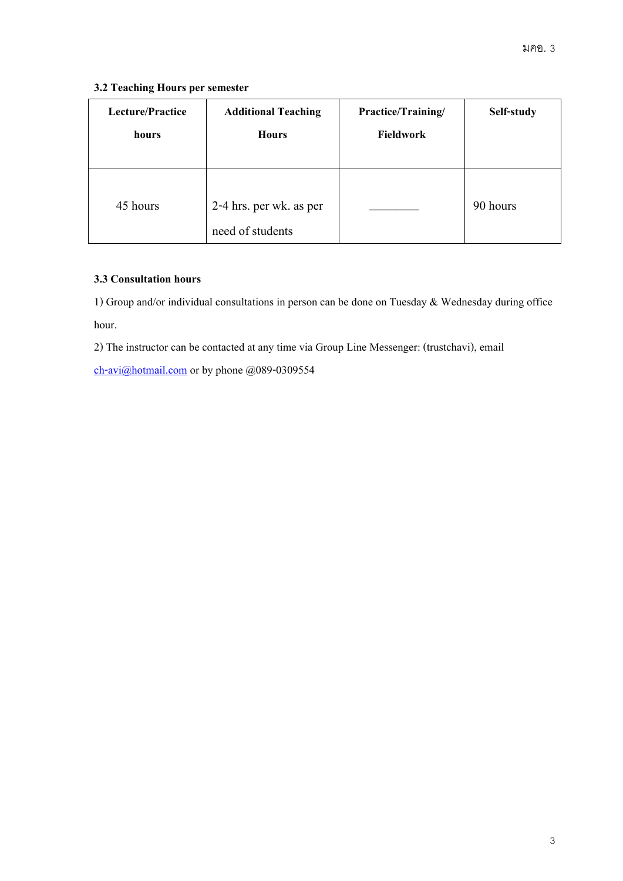### 3.2 Teaching Hours per semester

| Lecture/Practice hours | Additional Teaching Hours | Practice/Training/ Fieldwork | Self-study |
|---|---|---|---|
| 45 hours | 2-4 hrs. per wk. as per need of students | ________ | 90 hours |

### 3.3 Consultation hours

1) Group and/or individual consultations in person can be done on Tuesday & Wednesday during office hour.

2) The instructor can be contacted at any time via Group Line Messenger: (trustchavi), email ch-avi@hotmail.com or by phone @089-0309554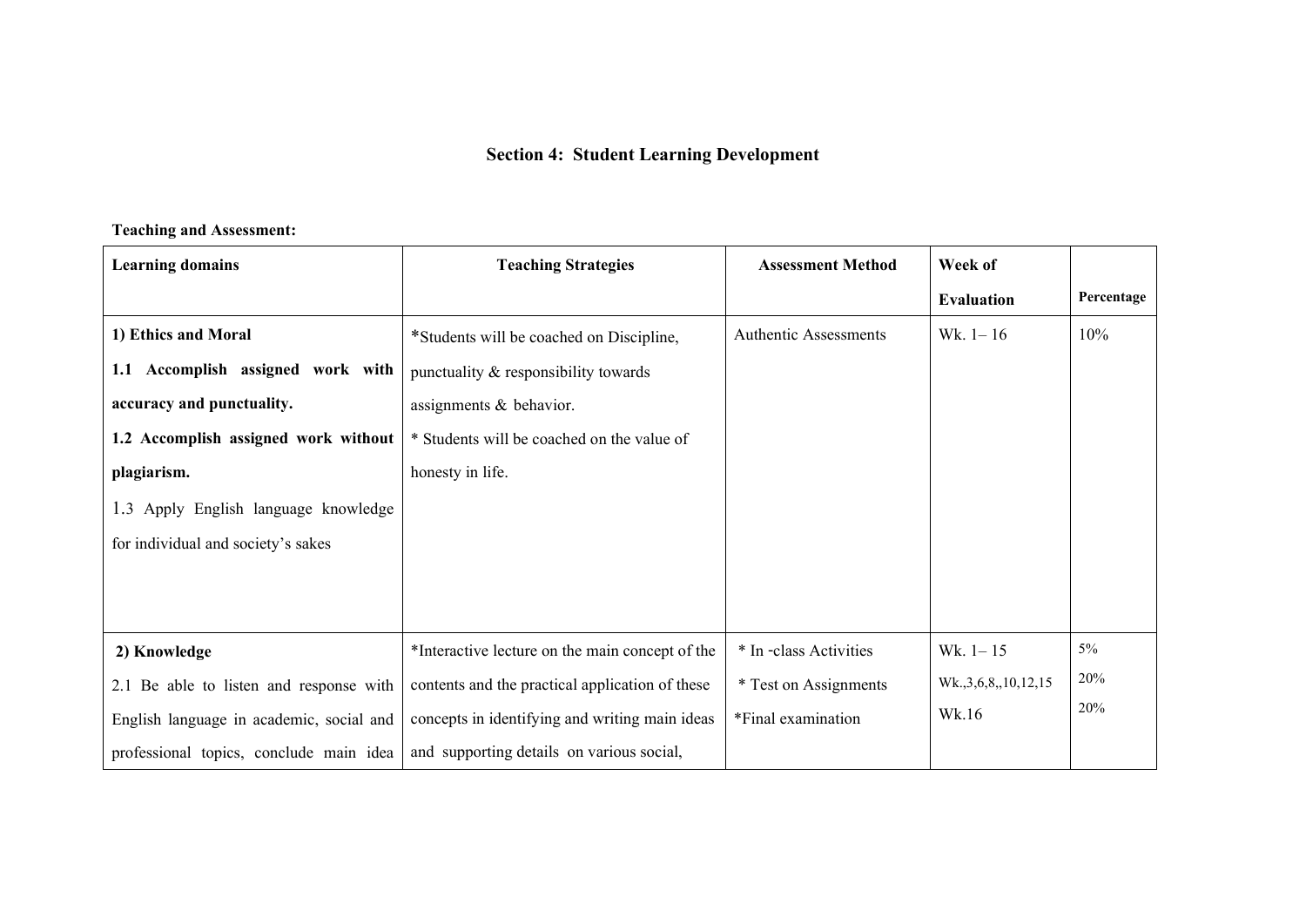# Section 4: Student Learning Development

**Teaching and Assessment:**

| **Learning domains** | **Teaching Strategies** | **Assessment Method** | **Week of Evaluation** | **Percentage** |
|---|---|---|---|---|
| **1) Ethics and Moral**<br>**1.1 Accomplish assigned work with accuracy and punctuality.**<br>**1.2 Accomplish assigned work without plagiarism.**<br>1.3 Apply English language knowledge for individual and society's sakes | *Students will be coached on Discipline, punctuality & responsibility towards assignments & behavior.<br>* Students will be coached on the value of honesty in life. | Authentic Assessments | Wk. 1– 16 | 10% |
| **2) Knowledge**<br>2.1 Be able to listen and response with English language in academic, social and professional topics, conclude main idea | *Interactive lecture on the main concept of the contents and the practical application of these concepts in identifying and writing main ideas and supporting details on various social, | * In -class Activities<br>* Test on Assignments<br>*Final examination | Wk. 1– 15<br>Wk.,3,6,8,,10,12,15<br>Wk.16 | 5%<br>20%<br>20% |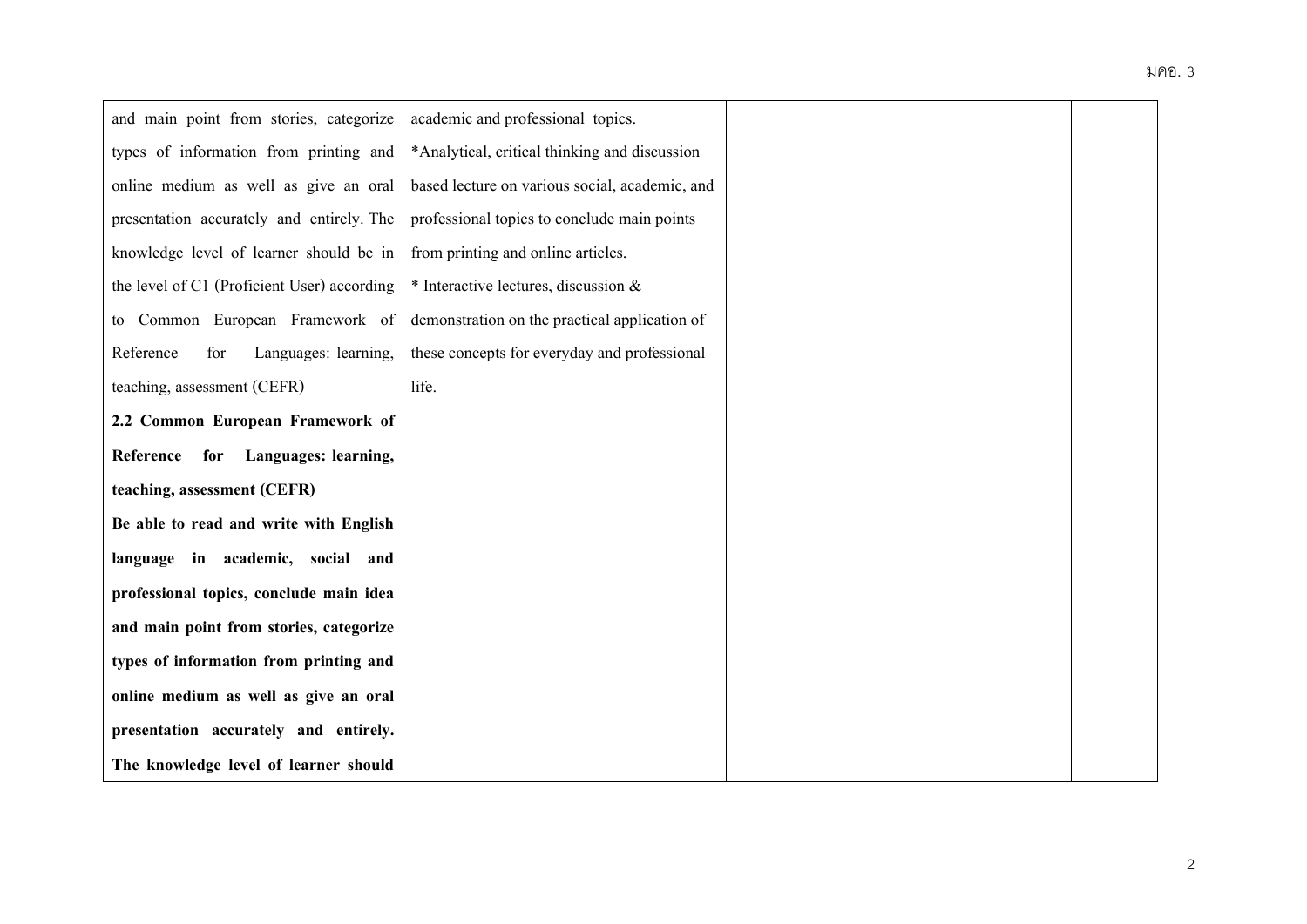| | | | | |
|---|---|---|---|---|
| and main point from stories, categorize types of information from printing and online medium as well as give an oral presentation accurately and entirely. The knowledge level of learner should be in the level of C1 (Proficient User) according to Common European Framework of Reference for Languages: learning, teaching, assessment (CEFR)<br>**2.2 Common European Framework of Reference for Languages: learning, teaching, assessment (CEFR)**<br>**Be able to read and write with English language in academic, social and professional topics, conclude main idea and main point from stories, categorize types of information from printing and online medium as well as give an oral presentation accurately and entirely. The knowledge level of learner should** | academic and professional topics.<br>*Analytical, critical thinking and discussion based lecture on various social, academic, and professional topics to conclude main points from printing and online articles.<br>* Interactive lectures, discussion & demonstration on the practical application of these concepts for everyday and professional life. | | | |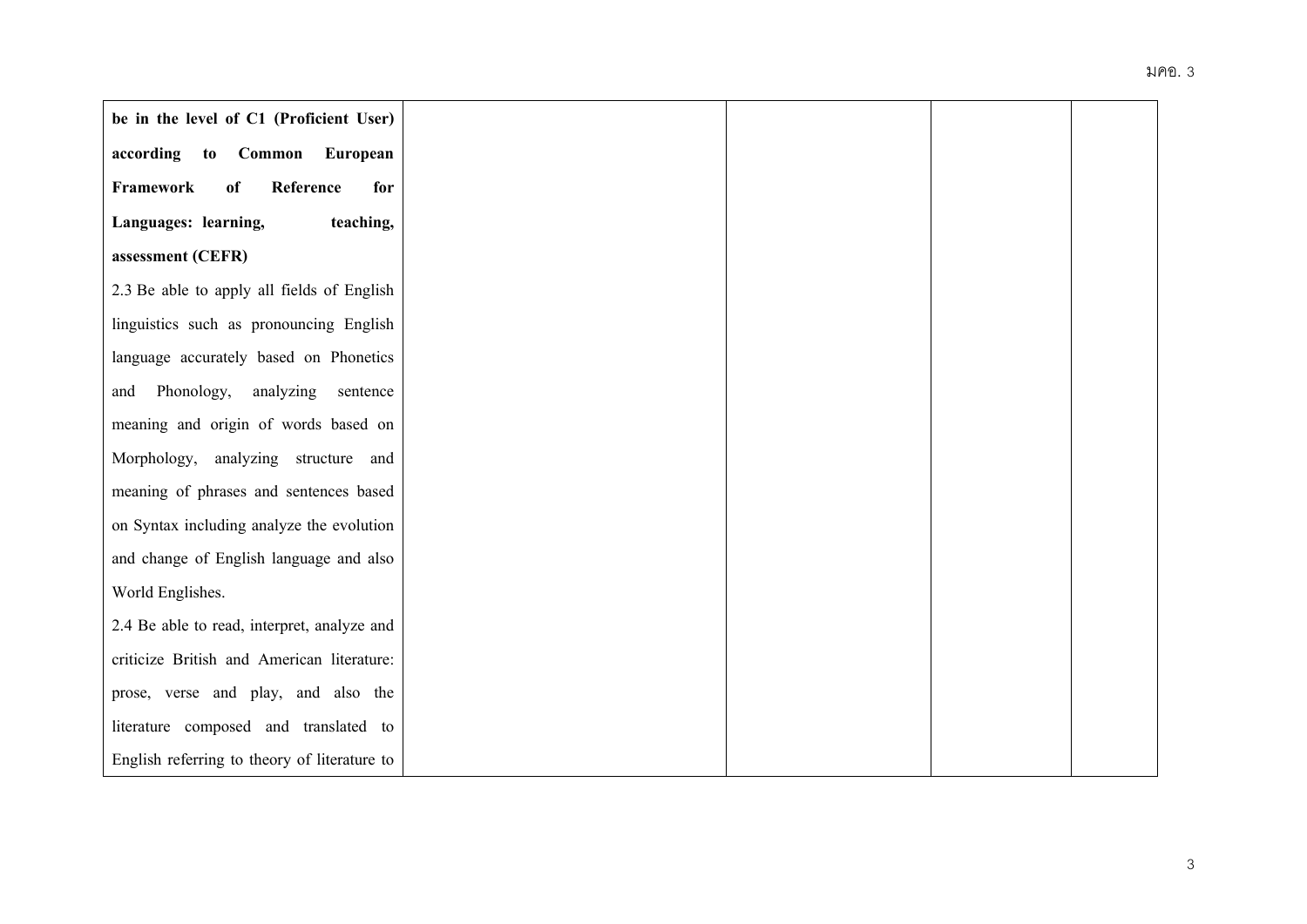| | | | | |
|---|---|---|---|---|
| **be in the level of C1 (Proficient User) according to Common European Framework of Reference for Languages: learning, teaching, assessment (CEFR)**<br>2.3 Be able to apply all fields of English linguistics such as pronouncing English language accurately based on Phonetics and Phonology, analyzing sentence meaning and origin of words based on Morphology, analyzing structure and meaning of phrases and sentences based on Syntax including analyze the evolution and change of English language and also World Englishes.<br>2.4 Be able to read, interpret, analyze and criticize British and American literature: prose, verse and play, and also the literature composed and translated to English referring to theory of literature to | | | | |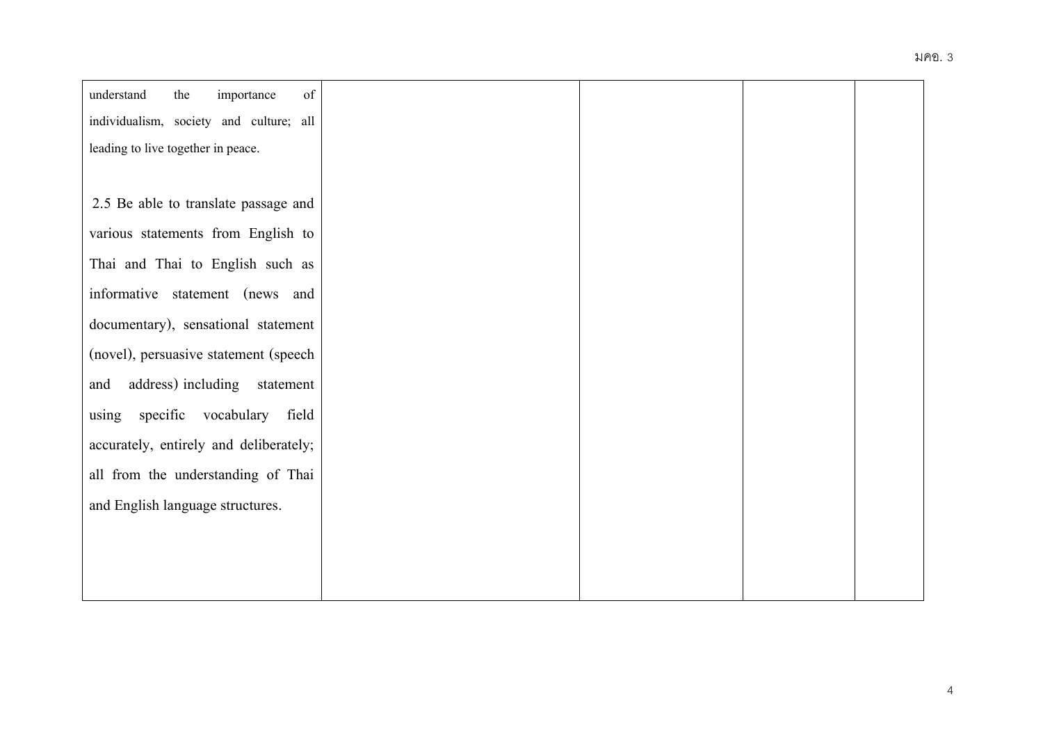| | | | | |
|---|---|---|---|---|
| understand the importance of individualism, society and culture; all leading to live together in peace.<br><br>2.5 Be able to translate passage and various statements from English to Thai and Thai to English such as informative statement (news and documentary), sensational statement (novel), persuasive statement (speech and address) including statement using specific vocabulary field accurately, entirely and deliberately; all from the understanding of Thai and English language structures. | | | | |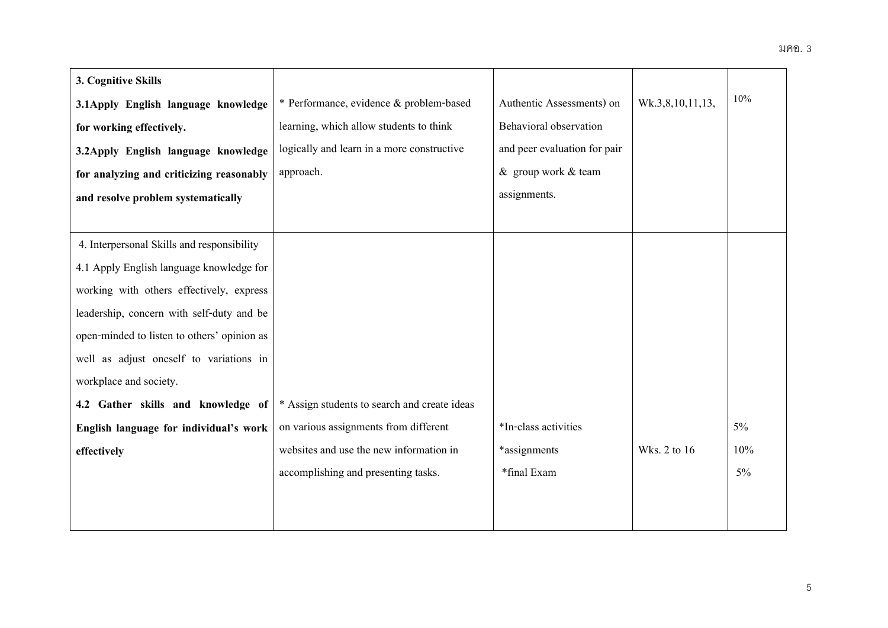| | | | | |
|---|---|---|---|---|
| **3. Cognitive Skills**<br>**3.1Apply English language knowledge for working effectively.**<br>**3.2Apply English language knowledge for analyzing and criticizing reasonably and resolve problem systematically** | * Performance, evidence & problem-based learning, which allow students to think logically and learn in a more constructive approach. | Authentic Assessments) on Behavioral observation and peer evaluation for pair & group work & team assignments. | Wk.3,8,10,11,13, | 10% |
| 4. Interpersonal Skills and responsibility<br>4.1 Apply English language knowledge for working with others effectively, express leadership, concern with self-duty and be open-minded to listen to others' opinion as well as adjust oneself to variations in workplace and society.<br>**4.2 Gather skills and knowledge of English language for individual's work effectively** | * Assign students to search and create ideas on various assignments from different websites and use the new information in accomplishing and presenting tasks. | *In-class activities<br>*assignments<br>*final Exam | Wks. 2 to 16 | 5%<br>10%<br>5% |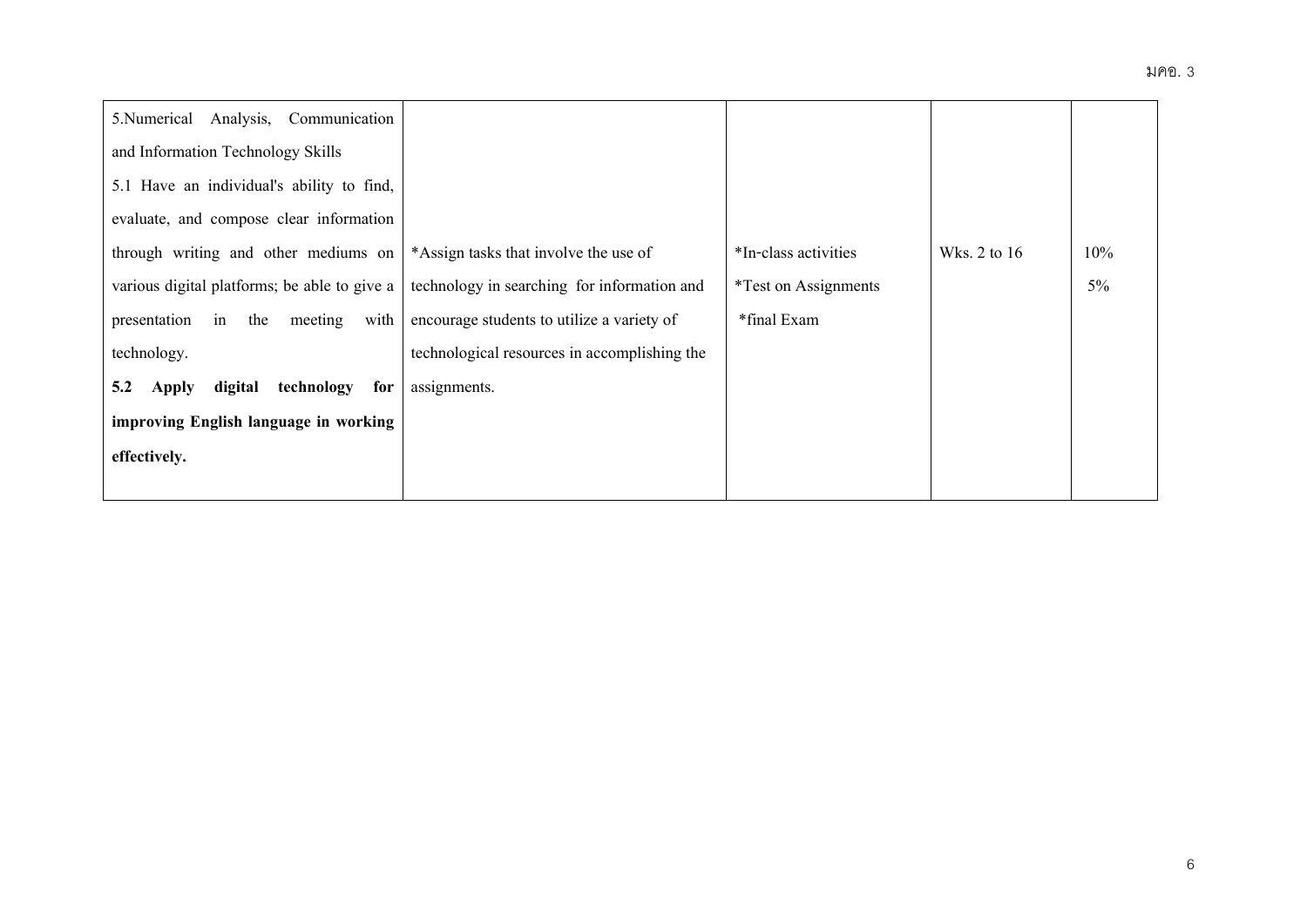| | | | | |
|---|---|---|---|---|
| 5.Numerical Analysis, Communication and Information Technology Skills<br>5.1 Have an individual's ability to find, evaluate, and compose clear information through writing and other mediums on various digital platforms; be able to give a presentation in the meeting with technology.<br>**5.2 Apply digital technology for improving English language in working effectively.** | *Assign tasks that involve the use of technology in searching for information and encourage students to utilize a variety of technological resources in accomplishing the assignments. | *In-class activities<br>*Test on Assignments<br>*final Exam | Wks. 2 to 16 | 10%<br>5% |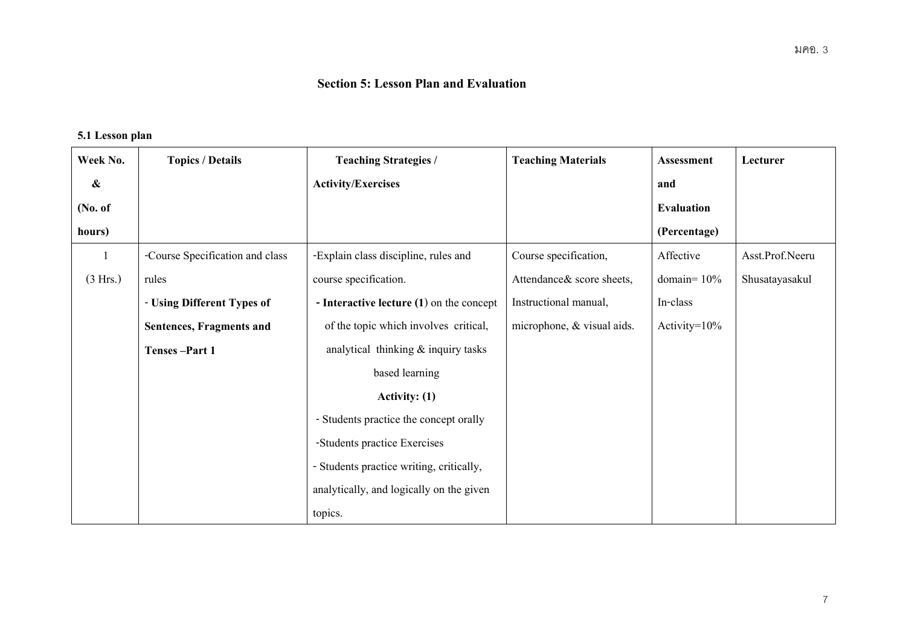## Section 5: Lesson Plan and Evaluation

### 5.1 Lesson plan

| Week No. & (No. of hours) | Topics / Details | Teaching Strategies / Activity/Exercises | Teaching Materials | Assessment and Evaluation (Percentage) | Lecturer |
|---|---|---|---|---|---|
| 1 (3 Hrs.) | -Course Specification and class rules<br>- **Using Different Types of Sentences, Fragments and Tenses –Part 1** | -Explain class discipline, rules and course specification.<br>- **Interactive lecture (1**) on the concept of the topic which involves critical, analytical thinking & inquiry tasks based learning<br>**Activity: (1)**<br>- Students practice the concept orally<br>-Students practice Exercises<br>- Students practice writing, critically, analytically, and logically on the given topics. | Course specification, Attendance& score sheets, Instructional manual, microphone, & visual aids. | Affective domain= 10%<br>In-class Activity=10% | Asst.Prof.Neeru Shusatayasakul |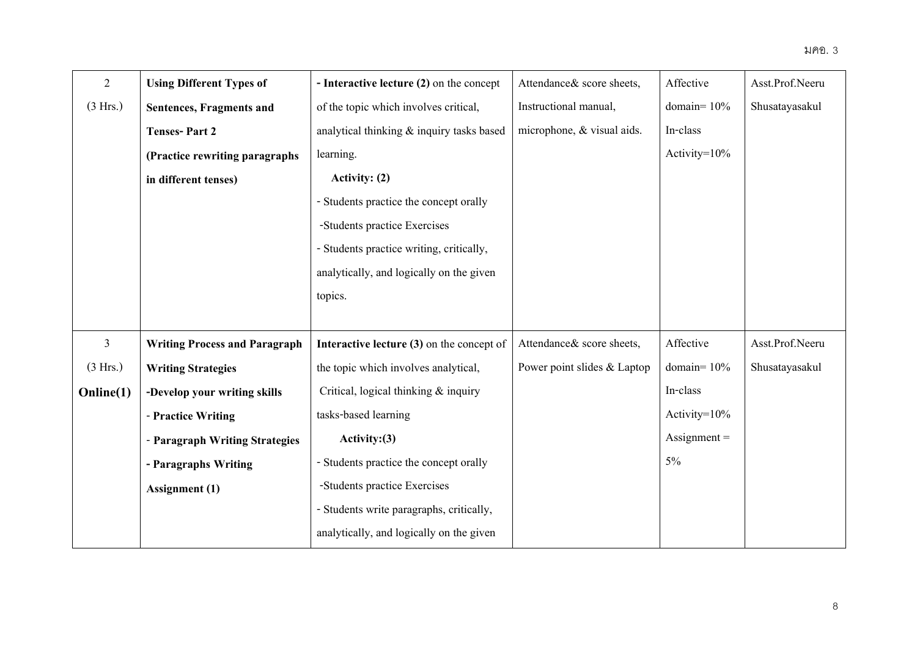| | | | | | |
|---|---|---|---|---|---|
| 2<br>(3 Hrs.) | **Using Different Types of Sentences, Fragments and Tenses- Part 2**<br>**(Practice rewriting paragraphs in different tenses)** | **- Interactive lecture (2)** on the concept of the topic which involves critical, analytical thinking & inquiry tasks based learning.<br>**Activity: (2)**<br>- Students practice the concept orally<br>-Students practice Exercises<br>- Students practice writing, critically, analytically, and logically on the given topics. | Attendance& score sheets, Instructional manual, microphone, & visual aids. | Affective domain= 10%<br>In-class Activity=10% | Asst.Prof.Neeru Shusatayasakul |
| 3<br>(3 Hrs.)<br>**Online(1)** | **Writing Process and Paragraph Writing Strategies**<br>**-Develop your writing skills**<br>- **Practice Writing**<br>- **Paragraph Writing Strategies**<br>**- Paragraphs Writing Assignment (1)** | **Interactive lecture (3)** on the concept of the topic which involves analytical, Critical, logical thinking & inquiry tasks-based learning<br>**Activity:(3)**<br>- Students practice the concept orally<br>-Students practice Exercises<br>- Students write paragraphs, critically, analytically, and logically on the given | Attendance& score sheets, Power point slides & Laptop | Affective domain= 10%<br>In-class Activity=10%<br>Assignment = 5% | Asst.Prof.Neeru Shusatayasakul |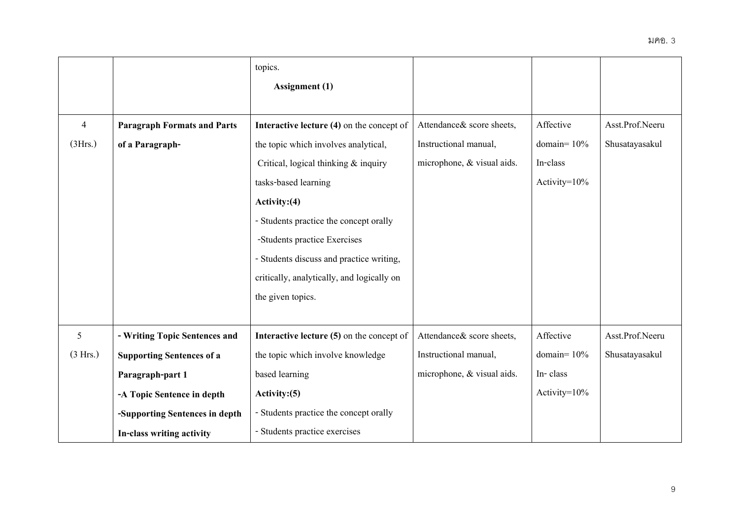| | | topics.<br>**Assignment (1)** | | | |
|---|---|---|---|---|---|
| 4<br>(3Hrs.) | **Paragraph Formats and Parts of a Paragraph-** | **Interactive lecture (4)** on the concept of the topic which involves analytical, Critical, logical thinking & inquiry tasks-based learning<br>**Activity:(4)**<br>- Students practice the concept orally<br>-Students practice Exercises<br>- Students discuss and practice writing, critically, analytically, and logically on the given topics. | Attendance& score sheets, Instructional manual, microphone, & visual aids. | Affective domain= 10%<br>In-class Activity=10% | Asst.Prof.Neeru Shusatayasakul |
| 5<br>(3 Hrs.) | **- Writing Topic Sentences and Supporting Sentences of a Paragraph-part 1**<br>**-A Topic Sentence in depth**<br>**-Supporting Sentences in depth**<br>**In-class writing activity** | **Interactive lecture (5)** on the concept of the topic which involve knowledge based learning<br>**Activity:(5)**<br>- Students practice the concept orally<br>- Students practice exercises | Attendance& score sheets, Instructional manual, microphone, & visual aids. | Affective domain= 10%<br>In- class Activity=10% | Asst.Prof.Neeru Shusatayasakul |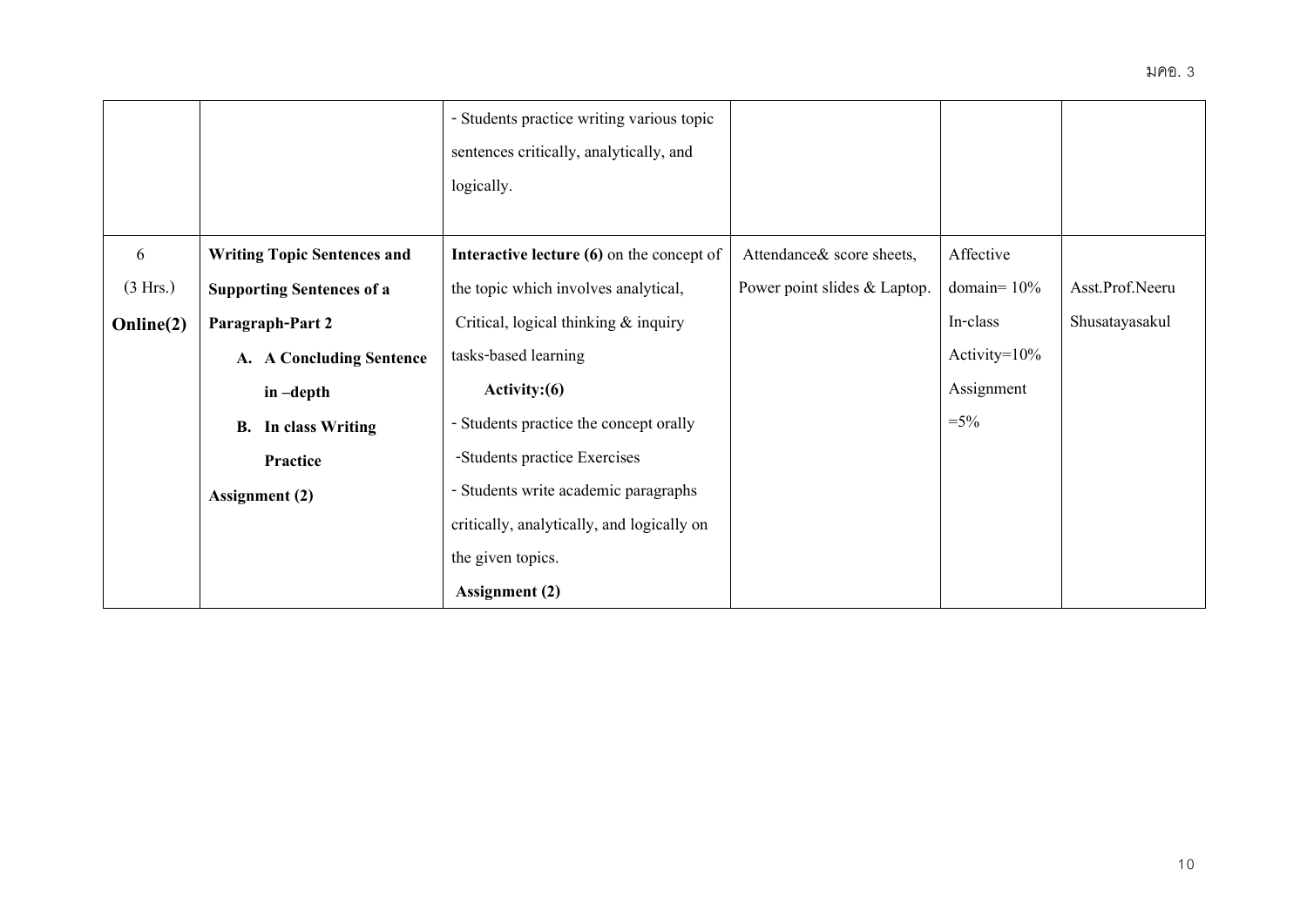| | | - Students practice writing various topic sentences critically, analytically, and logically. | | | |
|---|---|---|---|---|---|
| 6<br>(3 Hrs.)<br>**Online(2)** | **Writing Topic Sentences and Supporting Sentences of a Paragraph-Part 2**<br>**A. A Concluding Sentence in –depth**<br>**B. In class Writing Practice**<br>**Assignment (2)** | **Interactive lecture (6)** on the concept of the topic which involves analytical, Critical, logical thinking & inquiry tasks-based learning<br>**Activity:(6)**<br>- Students practice the concept orally<br>-Students practice Exercises<br>- Students write academic paragraphs critically, analytically, and logically on the given topics.<br>**Assignment (2)** | Attendance& score sheets, Power point slides & Laptop. | Affective domain= 10%<br>In-class Activity=10%<br>Assignment =5% | Asst.Prof.Neeru Shusatayasakul |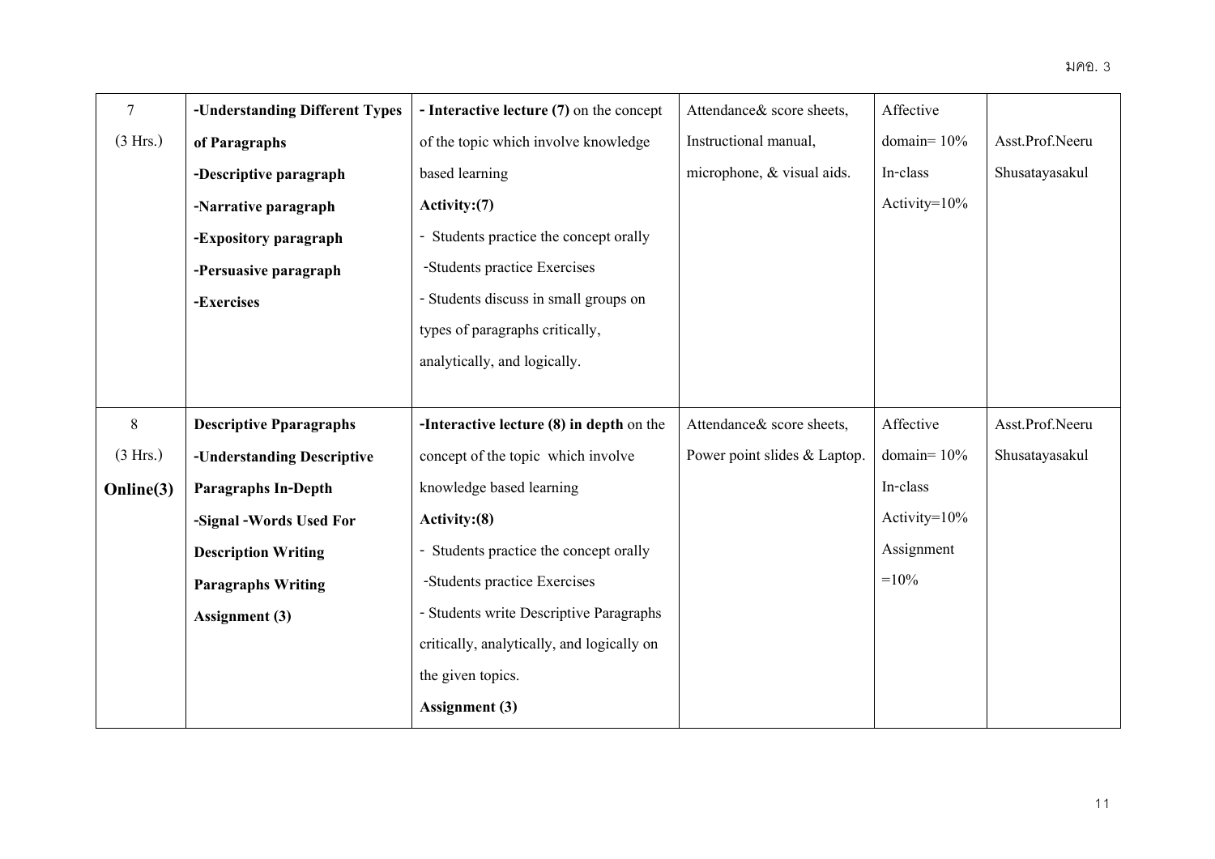| 7<br>(3 Hrs.) | **-Understanding Different Types of Paragraphs**<br>**-Descriptive paragraph**<br>**-Narrative paragraph**<br>**-Expository paragraph**<br>**-Persuasive paragraph**<br>**-Exercises** | **- Interactive lecture (7)** on the concept of the topic which involve knowledge based learning<br>**Activity:(7)**<br>- Students practice the concept orally<br>-Students practice Exercises<br>- Students discuss in small groups on types of paragraphs critically, analytically, and logically. | Attendance& score sheets, Instructional manual, microphone, & visual aids. | Affective domain= 10%<br>In-class Activity=10% | Asst.Prof.Neeru Shusatayasakul |
|---|---|---|---|---|---|
| 8<br>(3 Hrs.)<br>**Online(3)** | **Descriptive Ppparagraphs**<br>**-Understanding Descriptive Paragraphs In-Depth**<br>**-Signal -Words Used For Description Writing**<br>**Paragraphs Writing**<br>**Assignment (3)** | **-Interactive lecture (8) in depth** on the concept of the topic which involve knowledge based learning<br>**Activity:(8)**<br>- Students practice the concept orally<br>-Students practice Exercises<br>- Students write Descriptive Paragraphs critically, analytically, and logically on the given topics.<br>**Assignment (3)** | Attendance& score sheets, Power point slides & Laptop. | Affective domain= 10%<br>In-class Activity=10%<br>Assignment =10% | Asst.Prof.Neeru Shusatayasakul |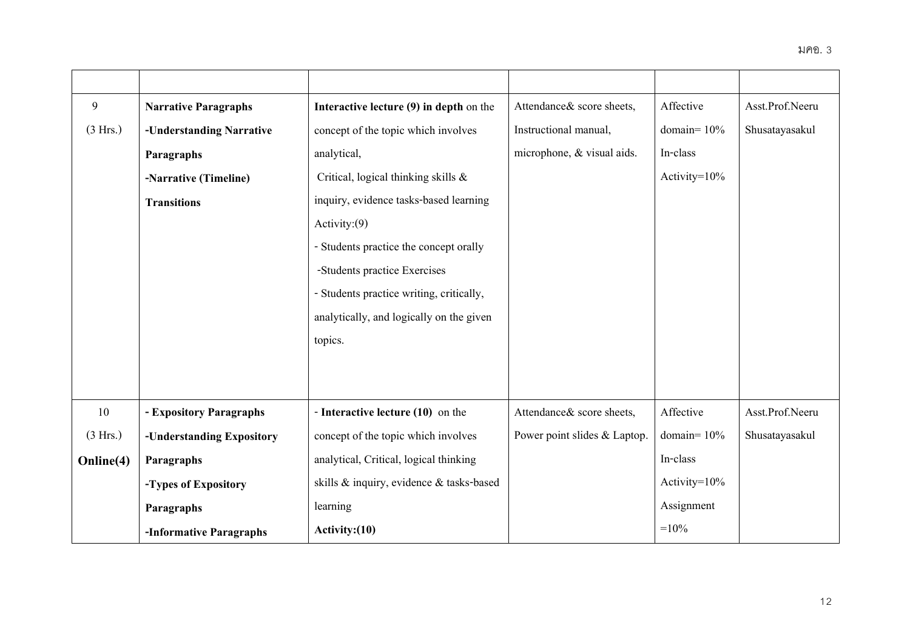| | | | | | |
|---|---|---|---|---|---|
| 9<br>(3 Hrs.) | **Narrative Paragraphs**<br>**-Understanding Narrative Paragraphs**<br>**-Narrative (Timeline) Transitions** | **Interactive lecture (9) in depth** on the concept of the topic which involves analytical,<br>Critical, logical thinking skills & inquiry, evidence tasks-based learning<br>Activity:(9)<br>- Students practice the concept orally<br>-Students practice Exercises<br>- Students practice writing, critically, analytically, and logically on the given topics. | Attendance& score sheets, Instructional manual, microphone, & visual aids. | Affective domain= 10%<br>In-class Activity=10% | Asst.Prof.Neeru Shusatayasakul |
| 10<br>(3 Hrs.)<br>**Online(4)** | **- Expository Paragraphs**<br>**-Understanding Expository Paragraphs**<br>**-Types of Expository Paragraphs**<br>**-Informative Paragraphs** | - **Interactive lecture (10)** on the concept of the topic which involves analytical, Critical, logical thinking skills & inquiry, evidence & tasks-based learning<br>**Activity:(10)** | Attendance& score sheets, Power point slides & Laptop. | Affective domain= 10%<br>In-class Activity=10%<br>Assignment =10% | Asst.Prof.Neeru Shusatayasakul |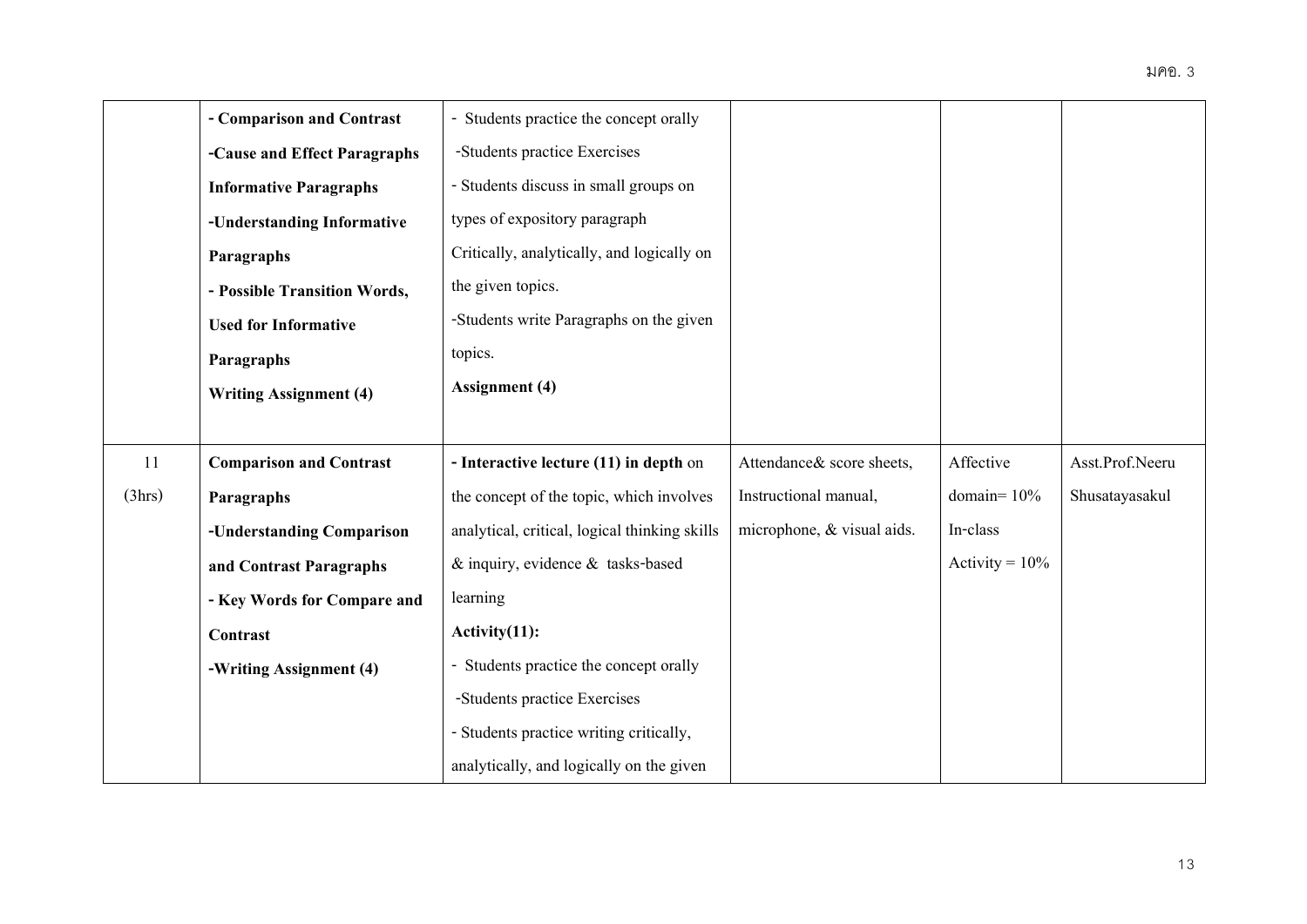| | | | | | |
|---|---|---|---|---|---|
| | **- Comparison and Contrast**<br>**-Cause and Effect Paragraphs**<br>**Informative Paragraphs**<br>**-Understanding Informative Paragraphs**<br>**- Possible Transition Words, Used for Informative Paragraphs**<br>**Writing Assignment (4)** | - Students practice the concept orally<br>-Students practice Exercises<br>- Students discuss in small groups on types of expository paragraph Critically, analytically, and logically on the given topics.<br>-Students write Paragraphs on the given topics.<br>**Assignment (4)** | | | |
| 11<br>(3hrs) | **Comparison and Contrast Paragraphs**<br>**-Understanding Comparison and Contrast Paragraphs**<br>**- Key Words for Compare and Contrast**<br>**-Writing Assignment (4)** | **- Interactive lecture (11) in depth** on the concept of the topic, which involves analytical, critical, logical thinking skills & inquiry, evidence & tasks-based learning<br>**Activity(11):**<br>- Students practice the concept orally<br>-Students practice Exercises<br>- Students practice writing critically, analytically, and logically on the given | Attendance& score sheets, Instructional manual, microphone, & visual aids. | Affective domain= 10%<br>In-class Activity = 10% | Asst.Prof.Neeru Shusatayasakul |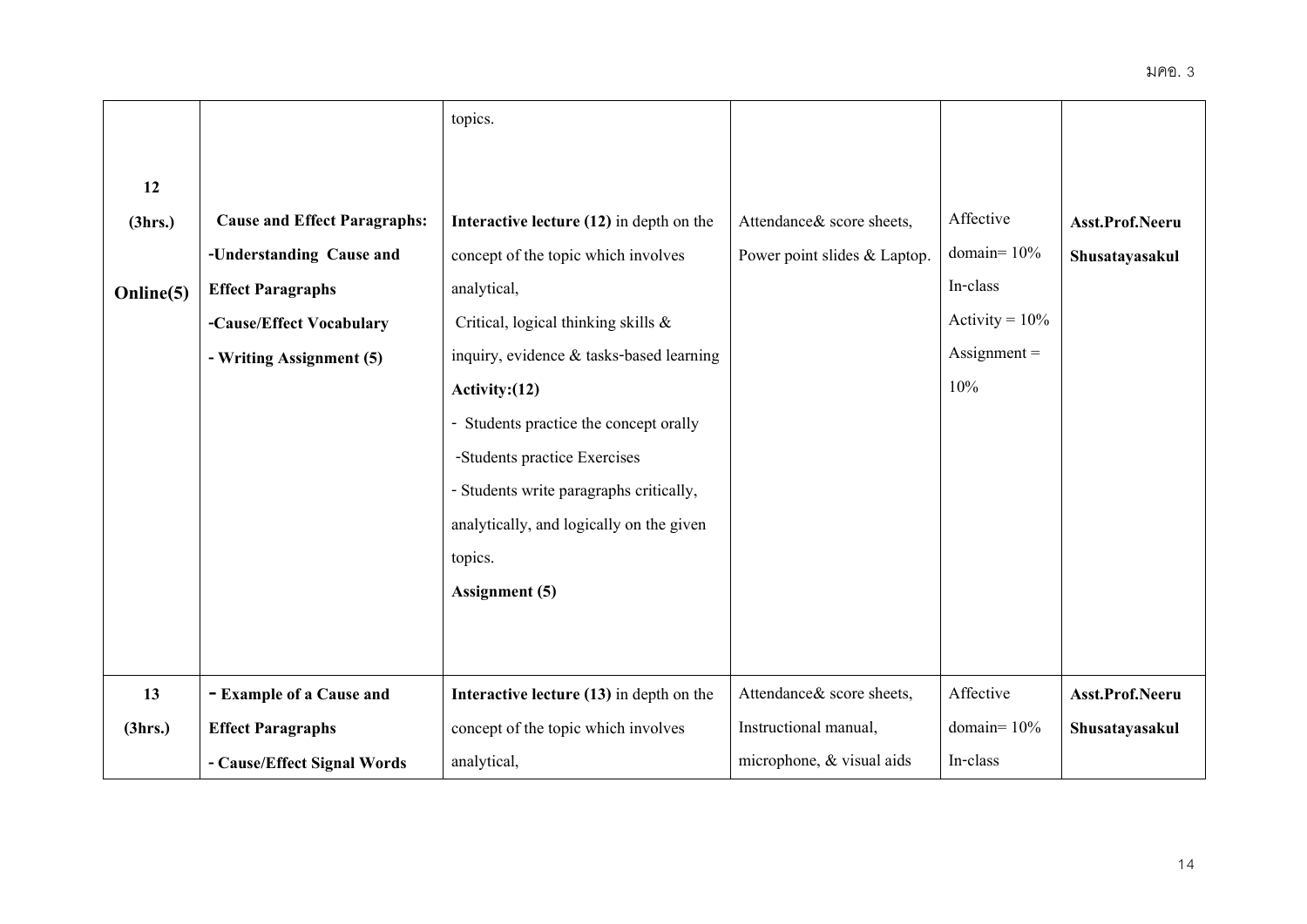| | | topics. | | | |
|---|---|---|---|---|---|
| **12** **(3hrs.)** **Online(5)** | **Cause and Effect Paragraphs:** **-Understanding Cause and Effect Paragraphs** **-Cause/Effect Vocabulary** **- Writing Assignment (5)** | **Interactive lecture (12)** in depth on the concept of the topic which involves analytical, Critical, logical thinking skills & inquiry, evidence & tasks-based learning **Activity:(12)** - Students practice the concept orally -Students practice Exercises - Students write paragraphs critically, analytically, and logically on the given topics. **Assignment (5)** | Attendance& score sheets, Power point slides & Laptop. | Affective domain= 10% In-class Activity = 10% Assignment = 10% | **Asst.Prof.Neeru Shusatayasakul** |
| **13** **(3hrs.)** | **- Example of a Cause and Effect Paragraphs** **- Cause/Effect Signal Words** | **Interactive lecture (13)** in depth on the concept of the topic which involves analytical, | Attendance& score sheets, Instructional manual, microphone, & visual aids | Affective domain= 10% In-class | **Asst.Prof.Neeru Shusatayasakul** |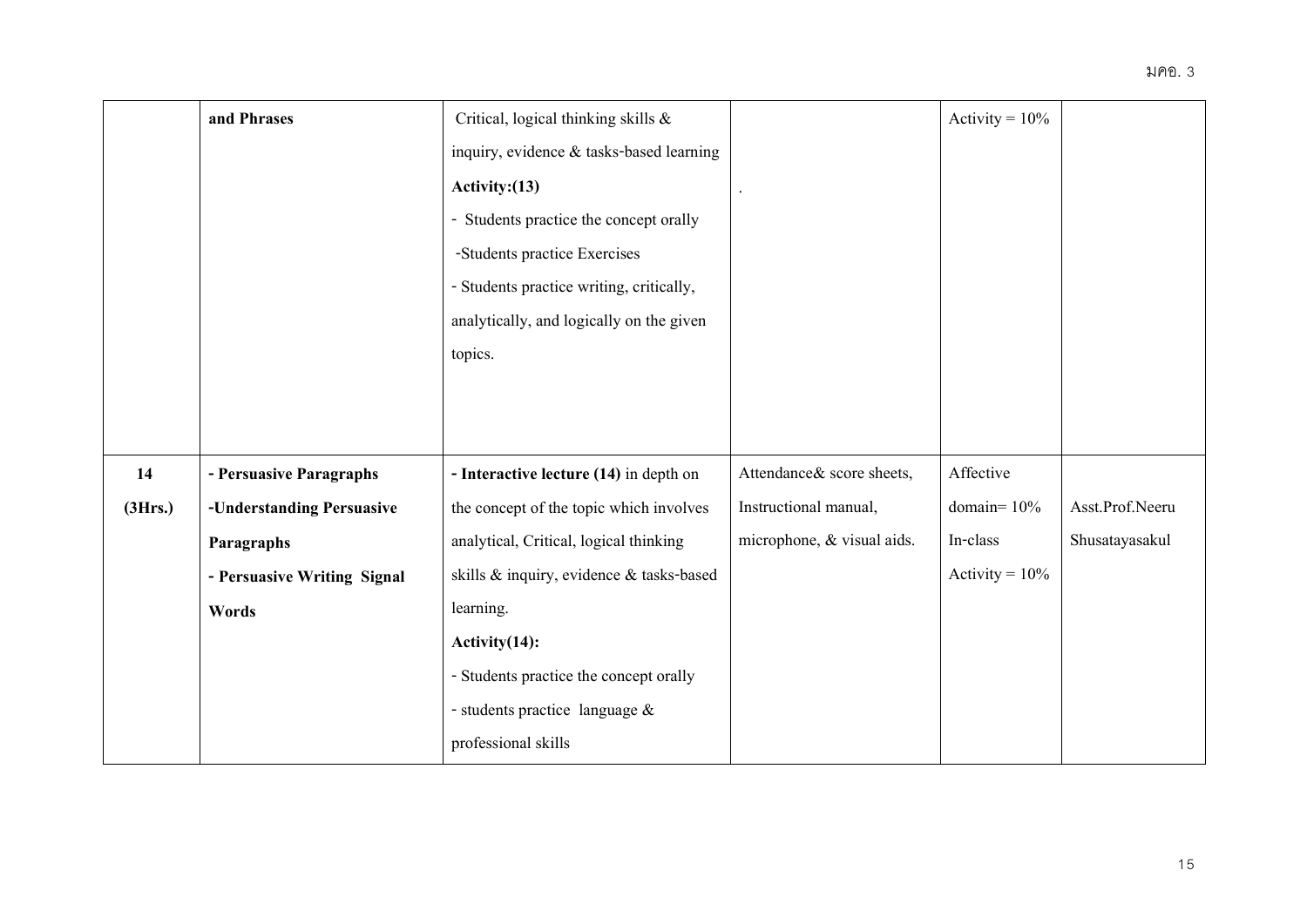|  |  |  |  |  |  |
|---|---|---|---|---|---|
|  | **and Phrases** | Critical, logical thinking skills & inquiry, evidence & tasks-based learning<br>**Activity:(13)**<br>- Students practice the concept orally<br>-Students practice Exercises<br>- Students practice writing, critically, analytically, and logically on the given topics. | . | Activity = 10% |  |
| **14**<br>**(3Hrs.)** | **- Persuasive Paragraphs**<br>**-Understanding Persuasive Paragraphs**<br>**- Persuasive Writing Signal Words** | **- Interactive lecture (14)** in depth on the concept of the topic which involves analytical, Critical, logical thinking skills & inquiry, evidence & tasks-based learning.<br>**Activity(14):**<br>- Students practice the concept orally<br>- students practice language & professional skills | Attendance& score sheets, Instructional manual, microphone, & visual aids. | Affective domain= 10%<br>In-class Activity = 10% | Asst.Prof.Neeru Shusatayasakul |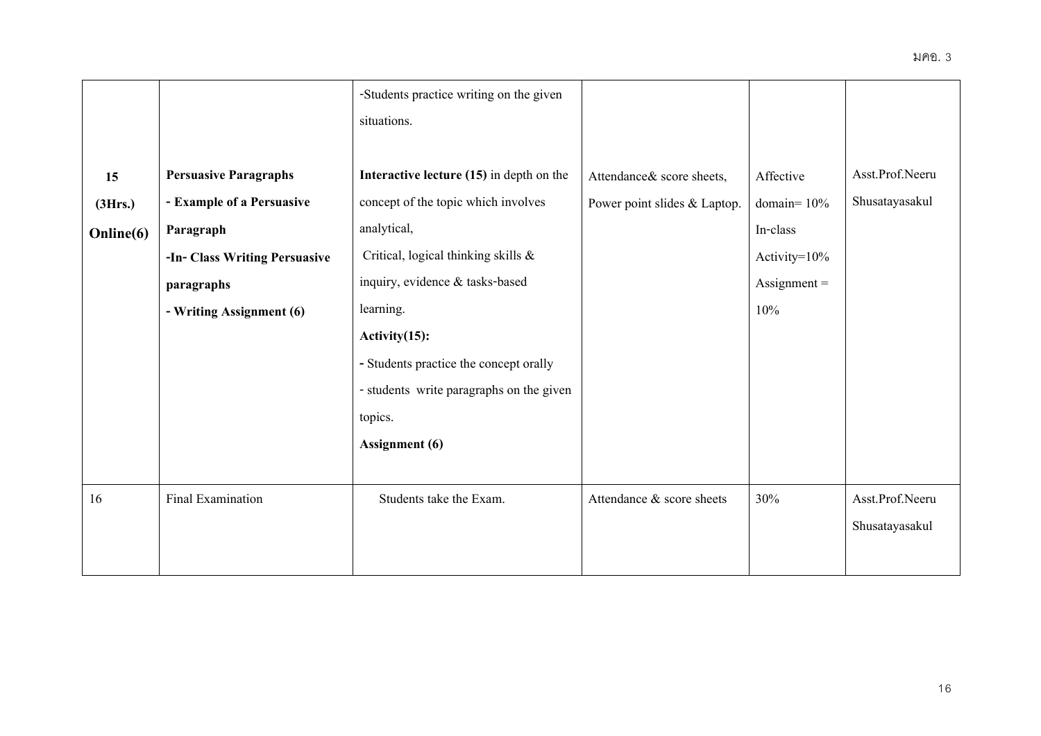| | | -Students practice writing on the given situations. | | | |
|---|---|---|---|---|---|
| **15** **(3Hrs.)** **Online(6)** | **Persuasive Paragraphs** **- Example of a Persuasive Paragraph** **-In- Class Writing Persuasive paragraphs** **- Writing Assignment (6)** | **Interactive lecture (15)** in depth on the concept of the topic which involves analytical, Critical, logical thinking skills & inquiry, evidence & tasks-based learning. **Activity(15):** - Students practice the concept orally - students write paragraphs on the given topics. **Assignment (6)** | Attendance& score sheets, Power point slides & Laptop. | Affective domain= 10% In-class Activity=10% Assignment = 10% | Asst.Prof.Neeru Shusatayasakul |
| 16 | Final Examination | Students take the Exam. | Attendance & score sheets | 30% | Asst.Prof.Neeru Shusatayasakul |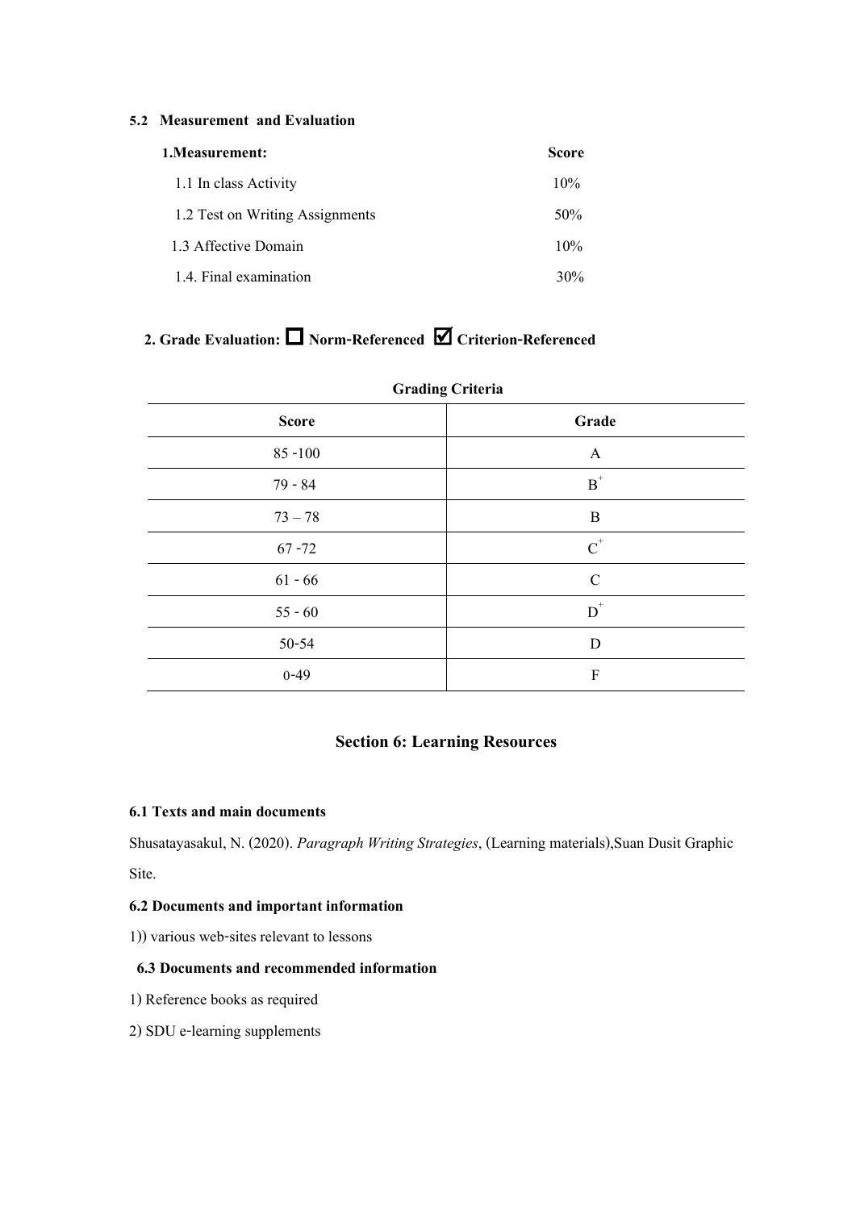#### 5.2 Measurement and Evaluation

| **1.Measurement:** | **Score** |
|---|---|
| 1.1 In class Activity | 10% |
| 1.2 Test on Writing Assignments | 50% |
| 1.3 Affective Domain | 10% |
| 1.4. Final examination | 30% |

**2. Grade Evaluation: ☐ Norm-Referenced ☑ Criterion-Referenced**

**Grading Criteria**

| Score | Grade |
|---|---|
| 85 -100 | A |
| 79 - 84 | $B^+$ |
| 73 – 78 | B |
| 67 -72 | $C^+$ |
| 61 - 66 | C |
| 55 - 60 | $D^+$ |
| 50-54 | D |
| 0-49 | F |

## Section 6: Learning Resources

#### 6.1 Texts and main documents

Shusatayasakul, N. (2020). *Paragraph Writing Strategies*, (Learning materials),Suan Dusit Graphic Site.

#### 6.2 Documents and important information

1)) various web-sites relevant to lessons

#### 6.3 Documents and recommended information

1) Reference books as required

2) SDU e-learning supplements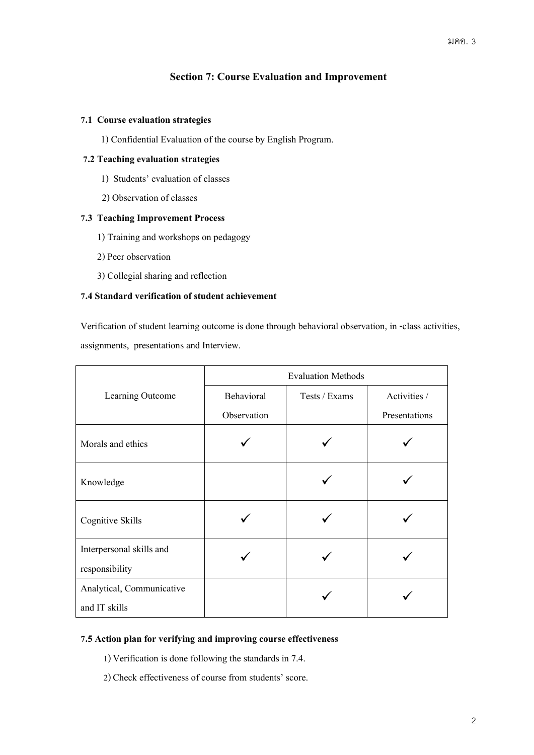## Section 7: Course Evaluation and Improvement

**7.1 Course evaluation strategies**

1) Confidential Evaluation of the course by English Program.

**7.2 Teaching evaluation strategies**

1) Students' evaluation of classes

2) Observation of classes

**7.3 Teaching Improvement Process**

1) Training and workshops on pedagogy

2) Peer observation

3) Collegial sharing and reflection

**7.4 Standard verification of student achievement**

Verification of student learning outcome is done through behavioral observation, in -class activities, assignments, presentations and Interview.

| Learning Outcome | Evaluation Methods | | |
|---|---|---|---|
| | Behavioral Observation | Tests / Exams | Activities / Presentations |
| Morals and ethics | ✓ | ✓ | ✓ |
| Knowledge | | ✓ | ✓ |
| Cognitive Skills | ✓ | ✓ | ✓ |
| Interpersonal skills and responsibility | ✓ | ✓ | ✓ |
| Analytical, Communicative and IT skills | | ✓ | ✓ |

**7.5 Action plan for verifying and improving course effectiveness**

1) Verification is done following the standards in 7.4.

2) Check effectiveness of course from students' score.